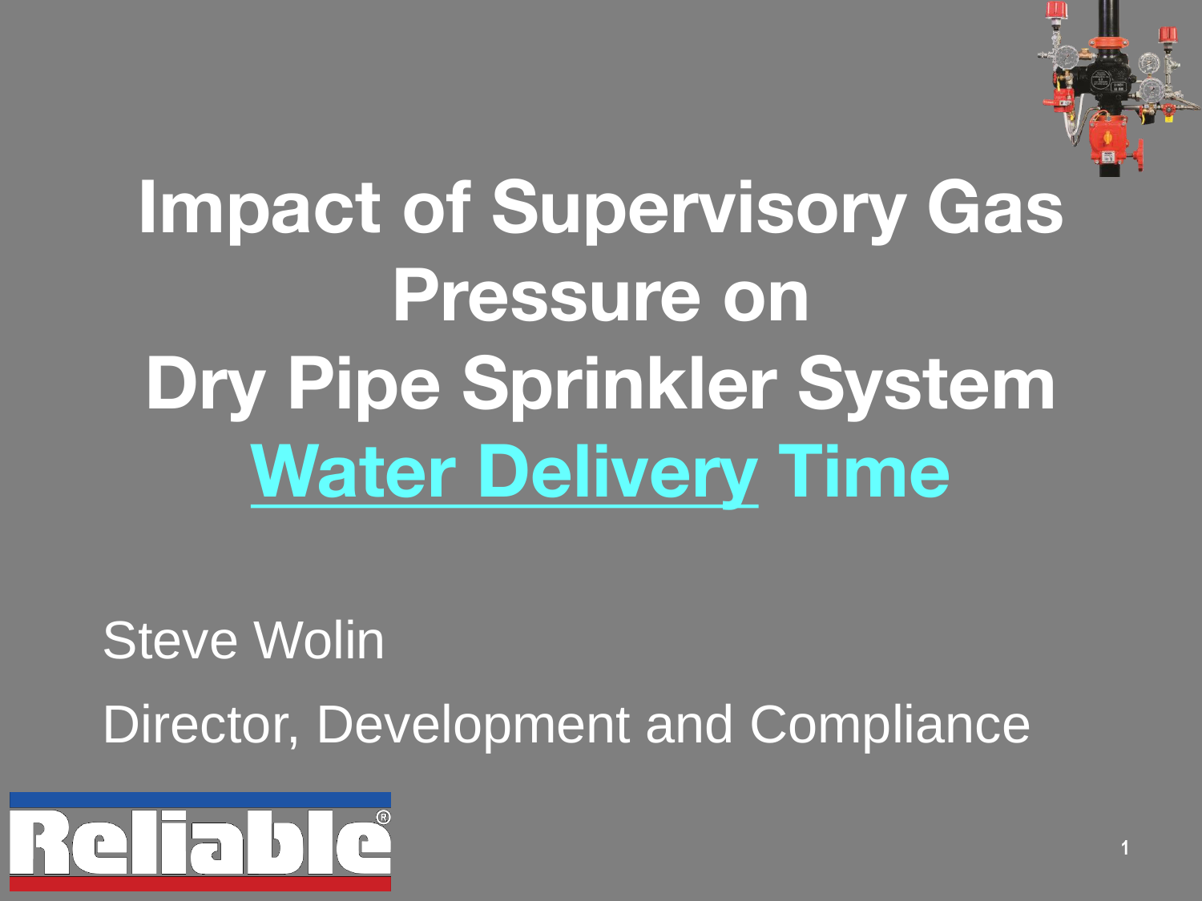# Impact of Supervisory Gas Pressure on Dry Pipe Sprinkler System Water Delivery Time

Steve Wolin

Director, Development and Compliance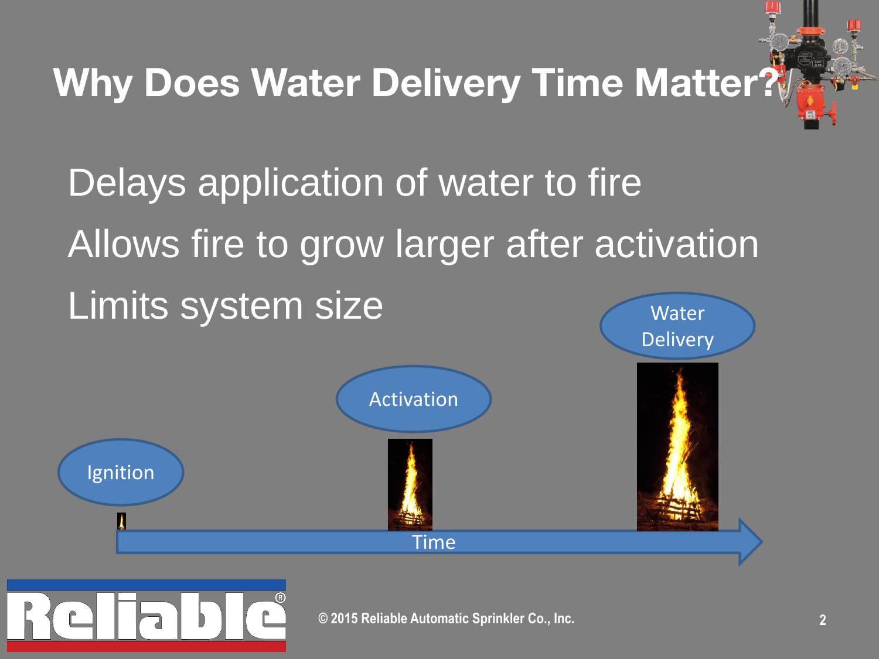# Why Does Water Delivery Time Matter?

- Delays application of water to fire
- Allows fire to grow larger after activation
- Limits system size

Ignition

Activation

Water Delivery

Time

© 2015 Reliable Automatic Sprinkler Co., Inc.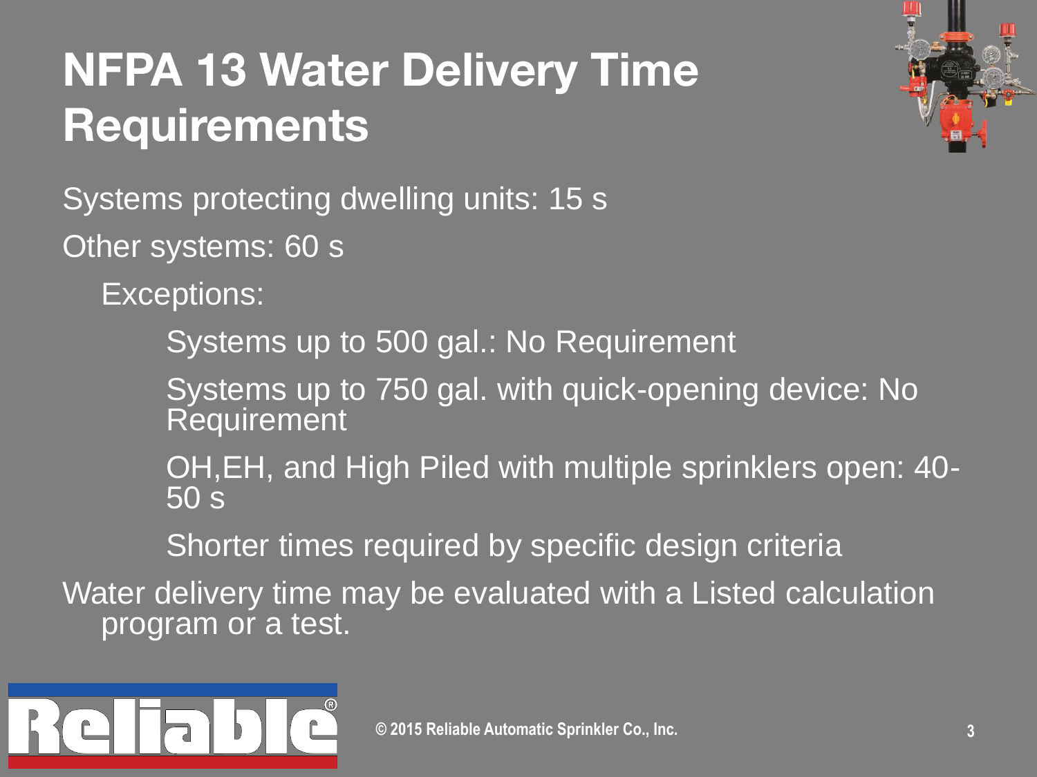# NFPA 13 Water Delivery Time Requirements

- Systems protecting dwelling units: 15 s
- Other systems: 60 s
  - Exceptions:
    - Systems up to 500 gal.: No Requirement
    - Systems up to 750 gal. with quick-opening device: No Requirement
    - OH,EH, and High Piled with multiple sprinklers open: 40-50 s
    - Shorter times required by specific design criteria
- Water delivery time may be evaluated with a Listed calculation program or a test.

© 2015 Reliable Automatic Sprinkler Co., Inc.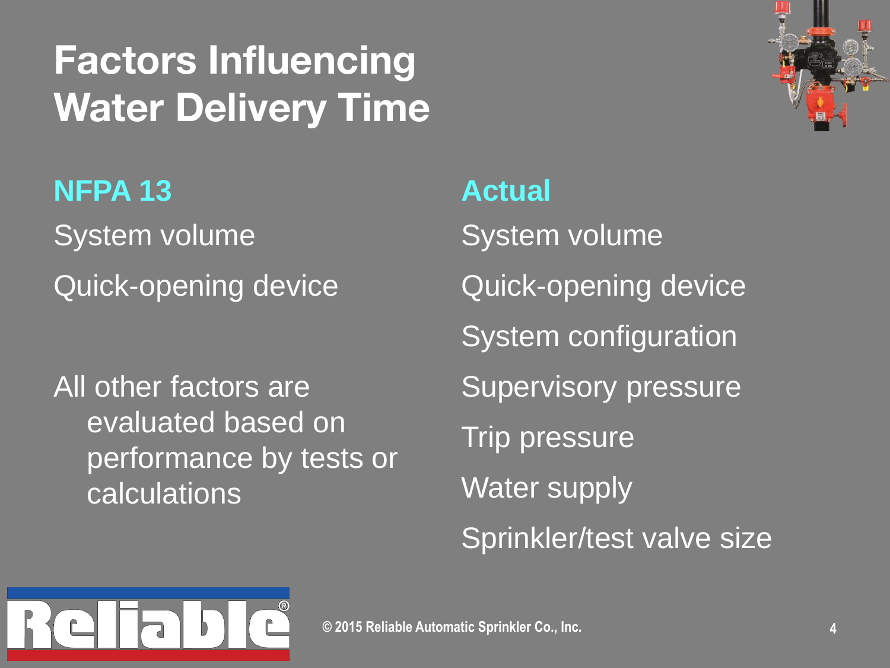# Factors Influencing Water Delivery Time

**NFPA 13**

System volume

Quick-opening device

All other factors are evaluated based on performance by tests or calculations

**Actual**

System volume

Quick-opening device

System configuration

Supervisory pressure

Trip pressure

Water supply

Sprinkler/test valve size

© 2015 Reliable Automatic Sprinkler Co., Inc.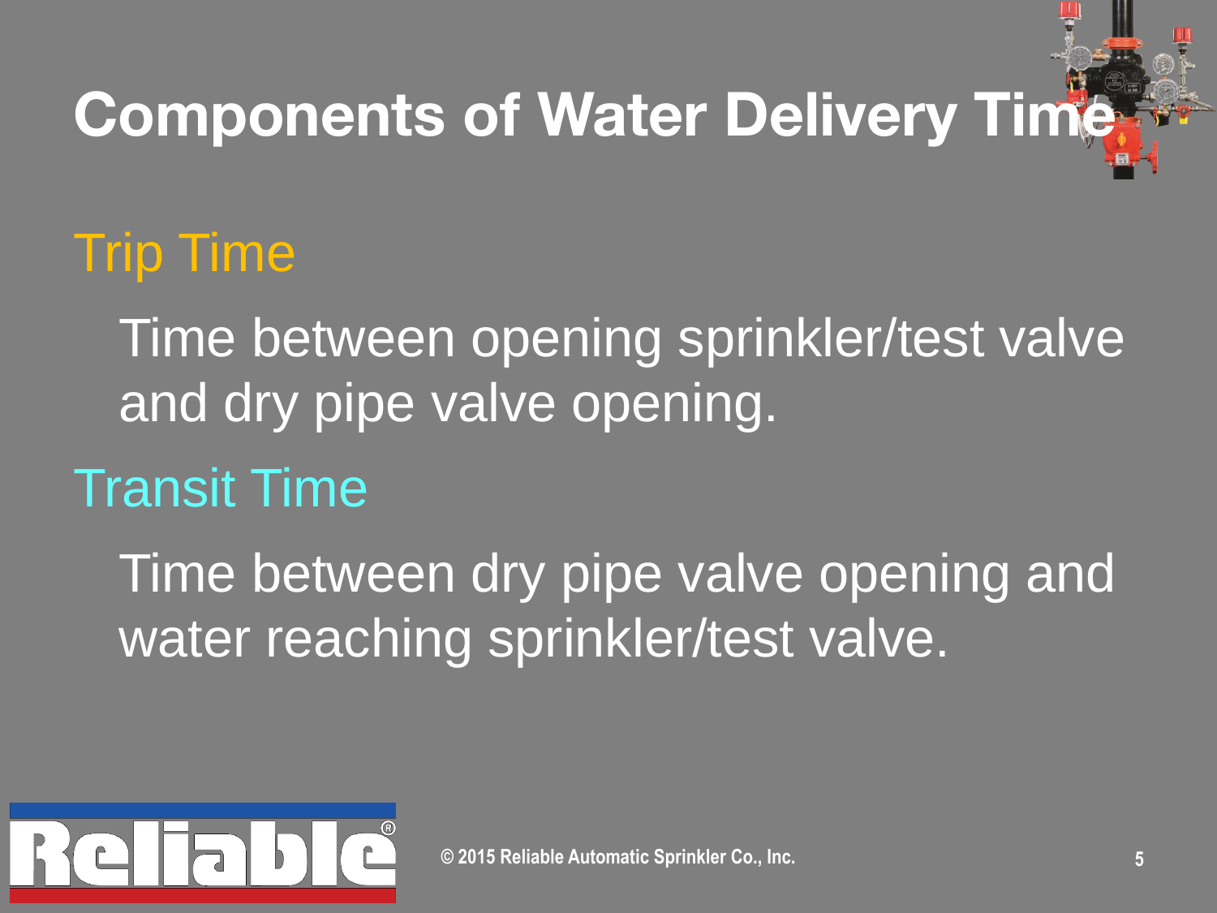# Components of Water Delivery Time

## Trip Time

Time between opening sprinkler/test valve and dry pipe valve opening.

## Transit Time

Time between dry pipe valve opening and water reaching sprinkler/test valve.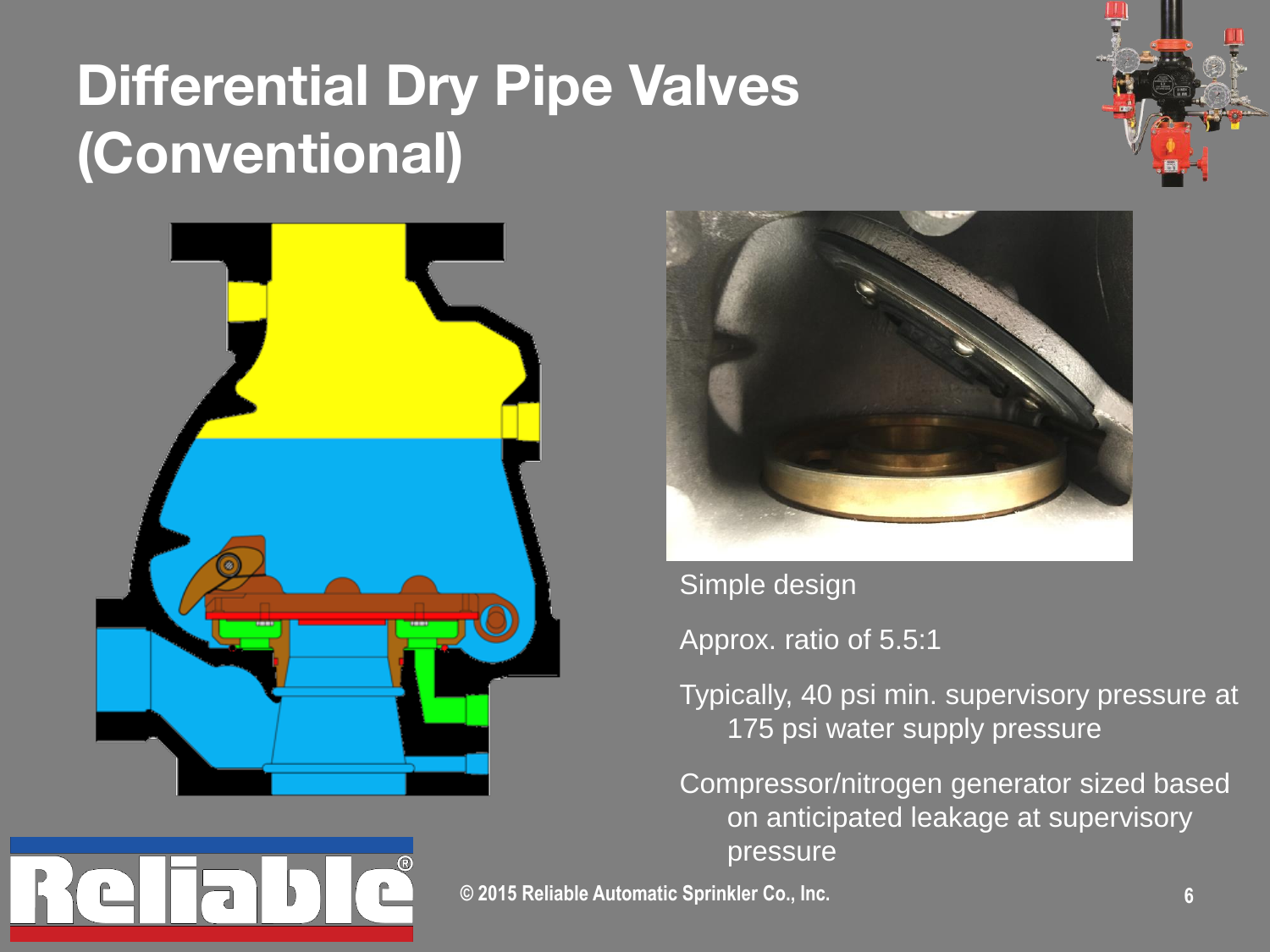# Differential Dry Pipe Valves (Conventional)

Simple design

Approx. ratio of 5.5:1

Typically, 40 psi min. supervisory pressure at 175 psi water supply pressure

Compressor/nitrogen generator sized based on anticipated leakage at supervisory pressure

© 2015 Reliable Automatic Sprinkler Co., Inc.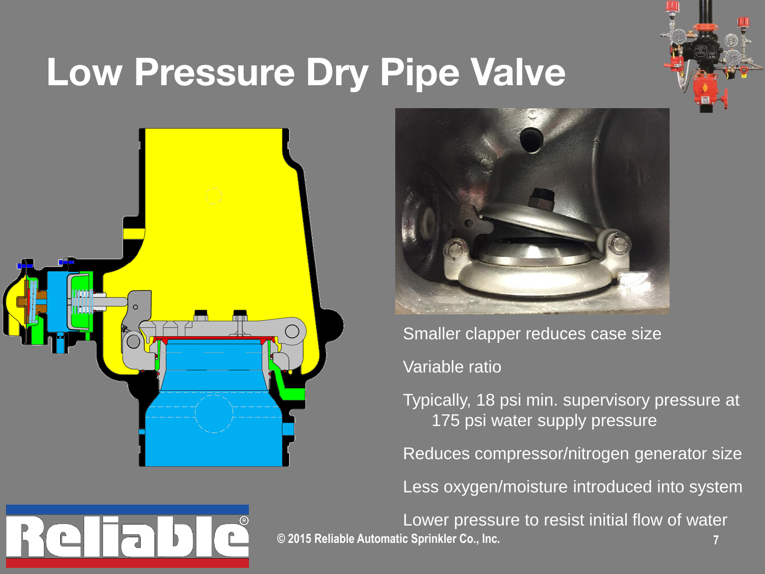# Low Pressure Dry Pipe Valve

Smaller clapper reduces case size

Variable ratio

Typically, 18 psi min. supervisory pressure at 175 psi water supply pressure

Reduces compressor/nitrogen generator size

Less oxygen/moisture introduced into system

Lower pressure to resist initial flow of water

© 2015 Reliable Automatic Sprinkler Co., Inc.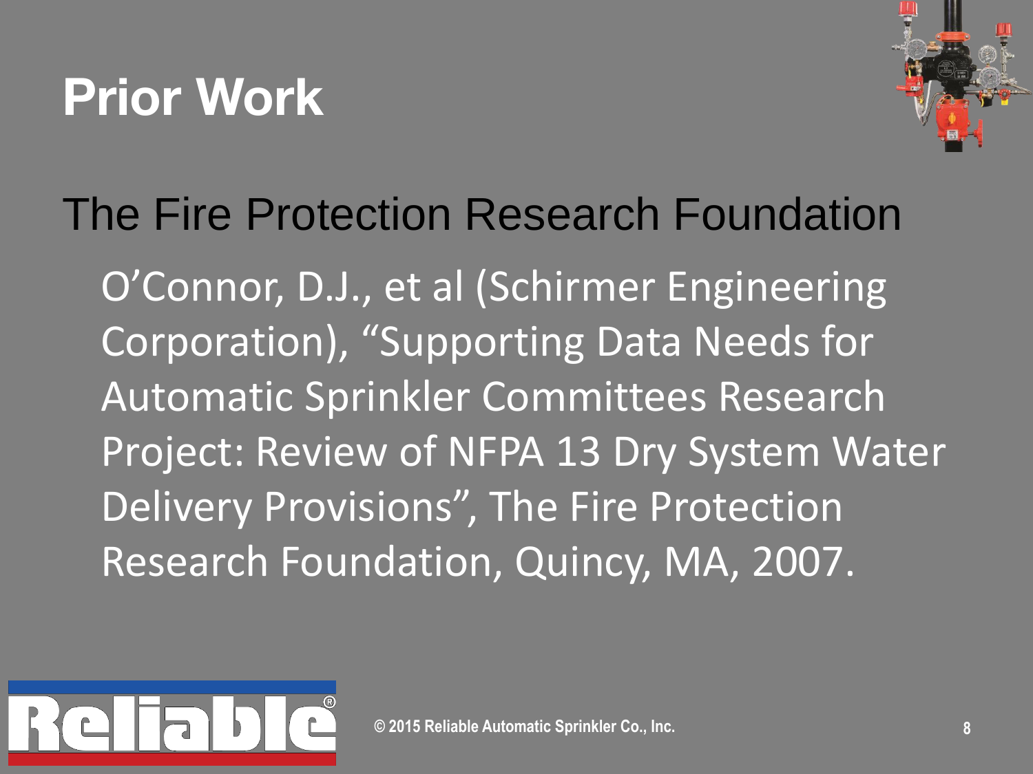# Prior Work

The Fire Protection Research Foundation

O'Connor, D.J., et al (Schirmer Engineering Corporation), "Supporting Data Needs for Automatic Sprinkler Committees Research Project: Review of NFPA 13 Dry System Water Delivery Provisions", The Fire Protection Research Foundation, Quincy, MA, 2007.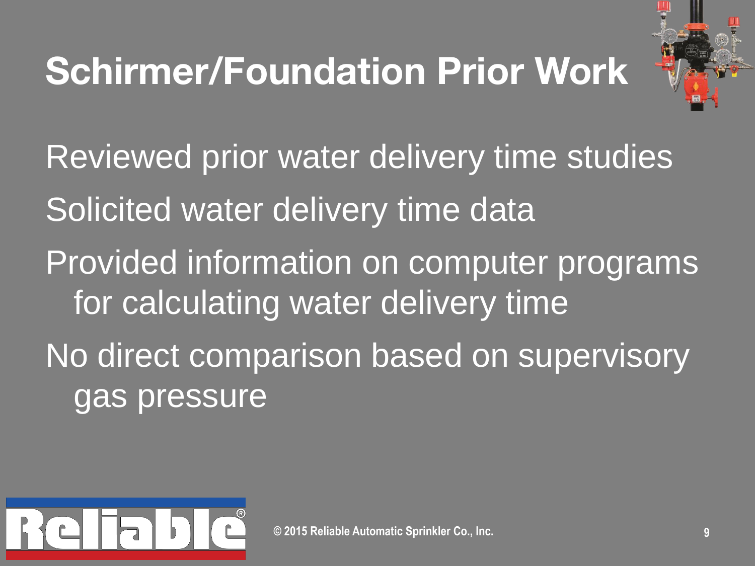# Schirmer/Foundation Prior Work

- Reviewed prior water delivery time studies
- Solicited water delivery time data
- Provided information on computer programs for calculating water delivery time
- No direct comparison based on supervisory gas pressure

© 2015 Reliable Automatic Sprinkler Co., Inc.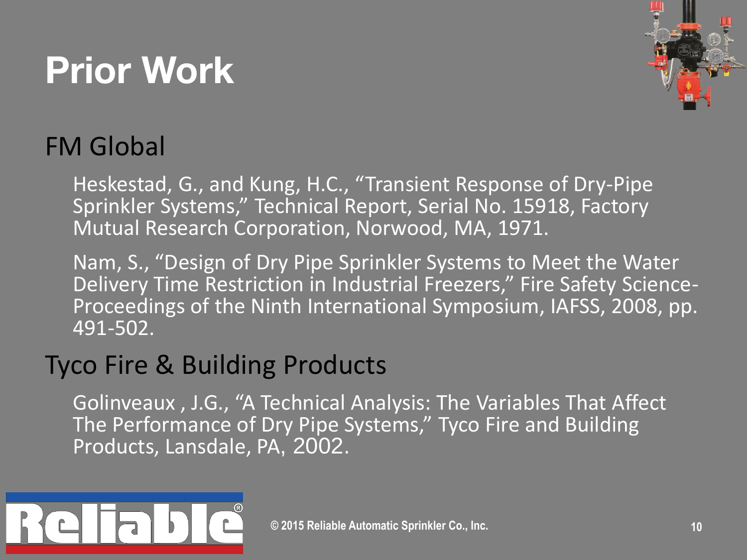# Prior Work

## FM Global

Heskestad, G., and Kung, H.C., "Transient Response of Dry-Pipe Sprinkler Systems," Technical Report, Serial No. 15918, Factory Mutual Research Corporation, Norwood, MA, 1971.

Nam, S., "Design of Dry Pipe Sprinkler Systems to Meet the Water Delivery Time Restriction in Industrial Freezers," Fire Safety Science-Proceedings of the Ninth International Symposium, IAFSS, 2008, pp. 491-502.

## Tyco Fire & Building Products

Golinveaux , J.G., "A Technical Analysis: The Variables That Affect The Performance of Dry Pipe Systems," Tyco Fire and Building Products, Lansdale, PA, 2002.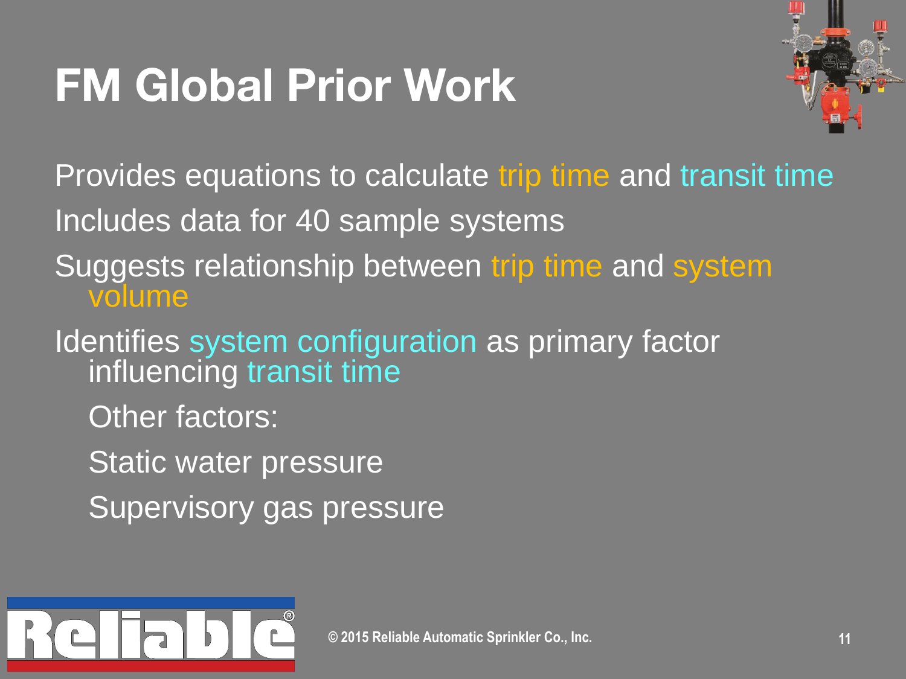# FM Global Prior Work

- Provides equations to calculate trip time and transit time
- Includes data for 40 sample systems
- Suggests relationship between trip time and system volume
- Identifies system configuration as primary factor influencing transit time
  - Other factors:
  - Static water pressure
  - Supervisory gas pressure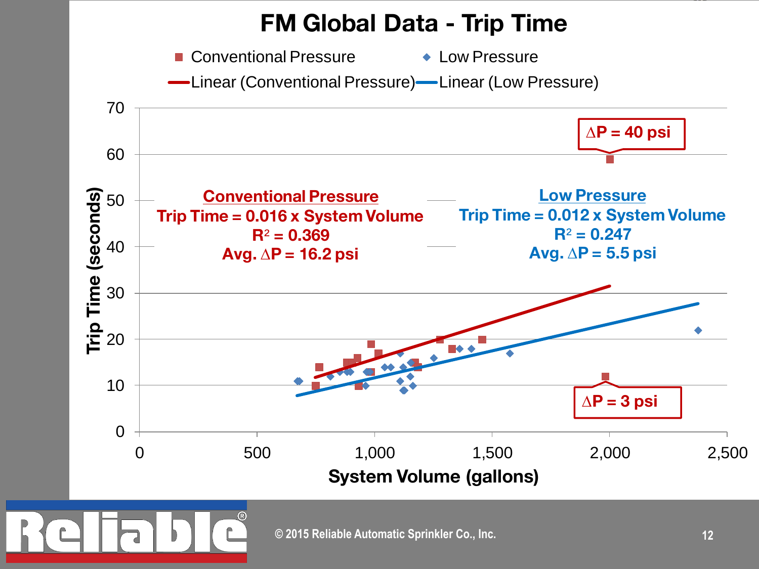# FM Global Data - Trip Time

Legend: Conventional Pressure; Low Pressure; Linear (Conventional Pressure); Linear (Low Pressure)

**Conventional Pressure**
**Trip Time = 0.016 x System Volume**
**$R^2$ = 0.369**
**Avg. ∆P = 16.2 psi**

**Low Pressure**
**Trip Time = 0.012 x System Volume**
**$R^2$ = 0.247**
**Avg. ∆P = 5.5 psi**

∆P = 40 psi

∆P = 3 psi

Trip Time (seconds)

System Volume (gallons)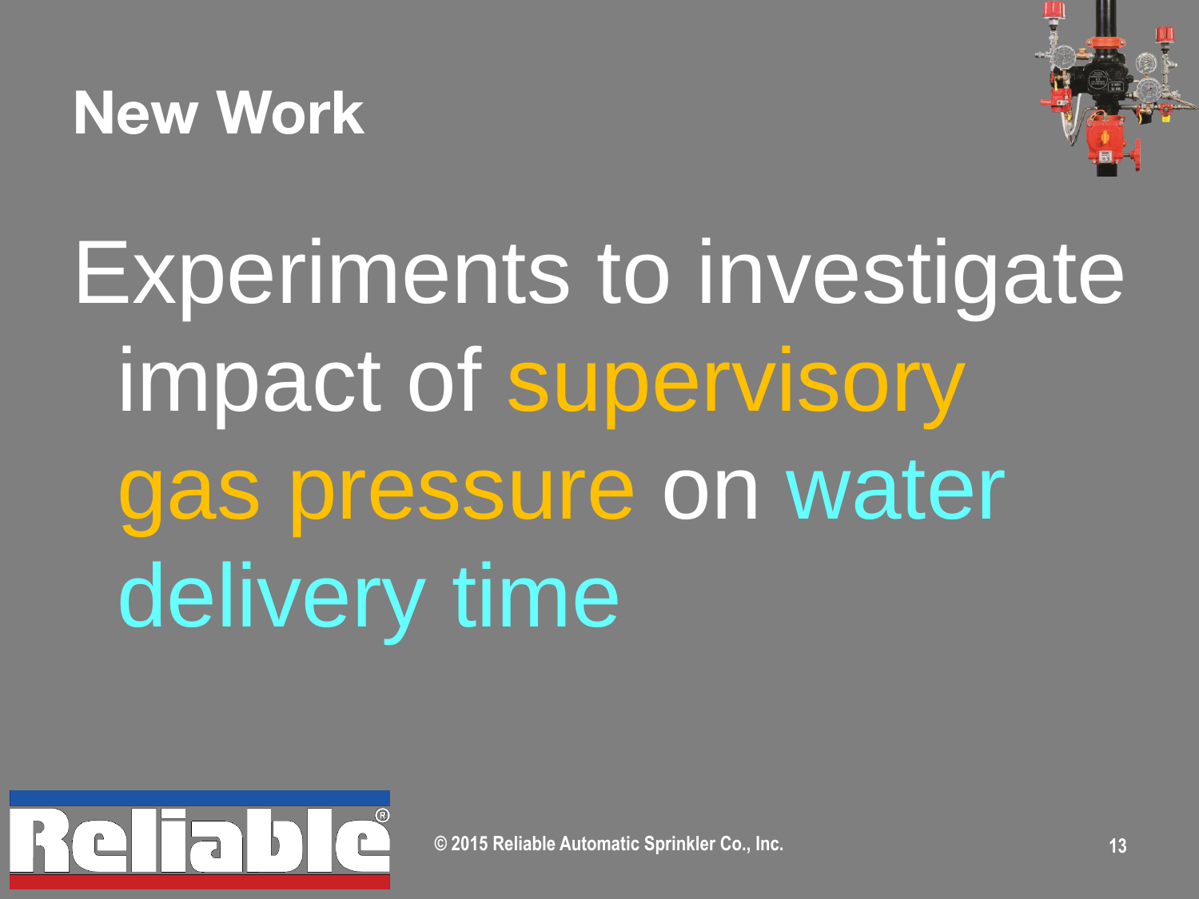# New Work

Experiments to investigate impact of supervisory gas pressure on water delivery time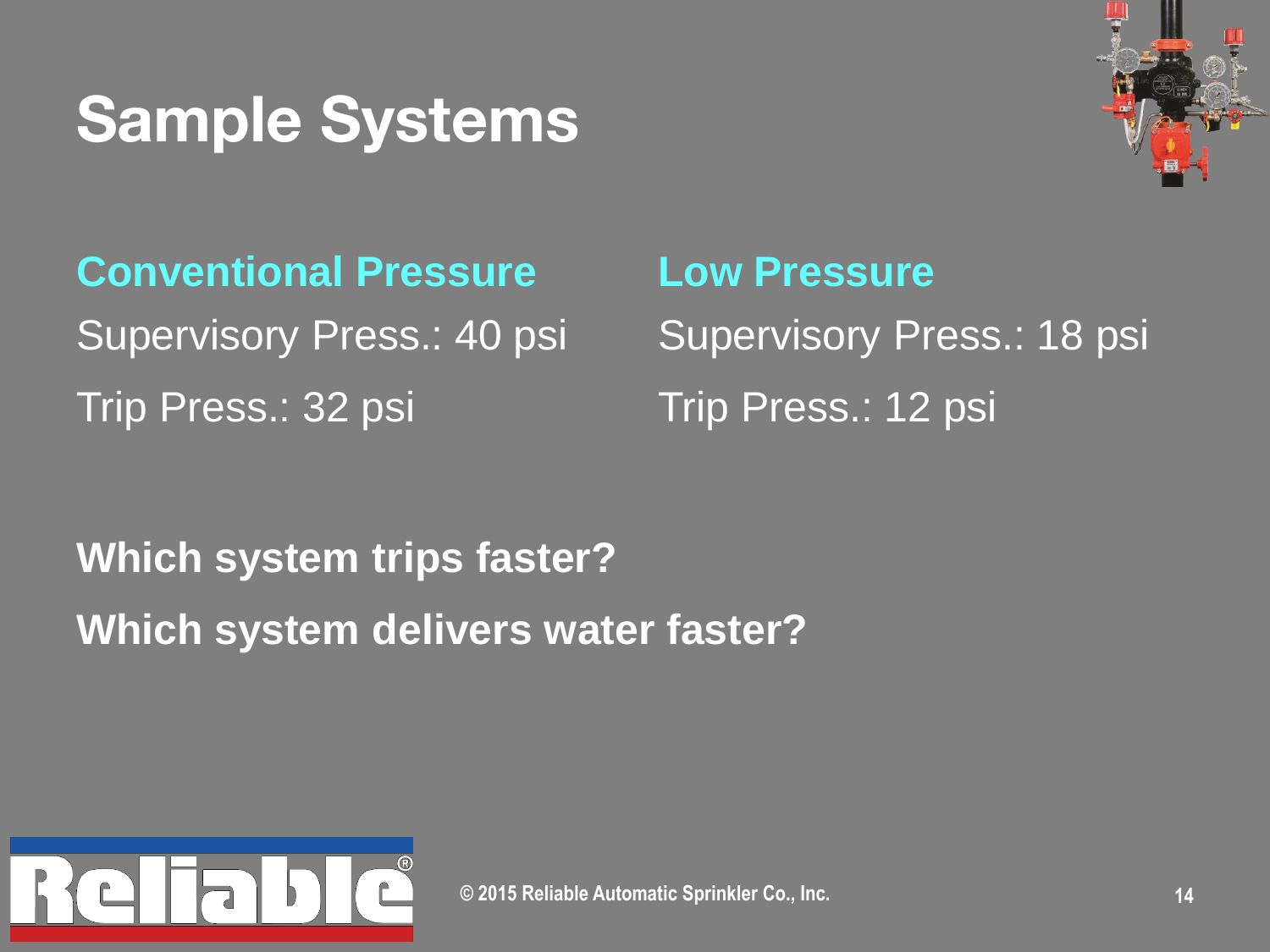# Sample Systems

**Conventional Pressure**

Supervisory Press.: 40 psi

Trip Press.: 32 psi

**Low Pressure**

Supervisory Press.: 18 psi

Trip Press.: 12 psi

**Which system trips faster?**

**Which system delivers water faster?**

© 2015 Reliable Automatic Sprinkler Co., Inc.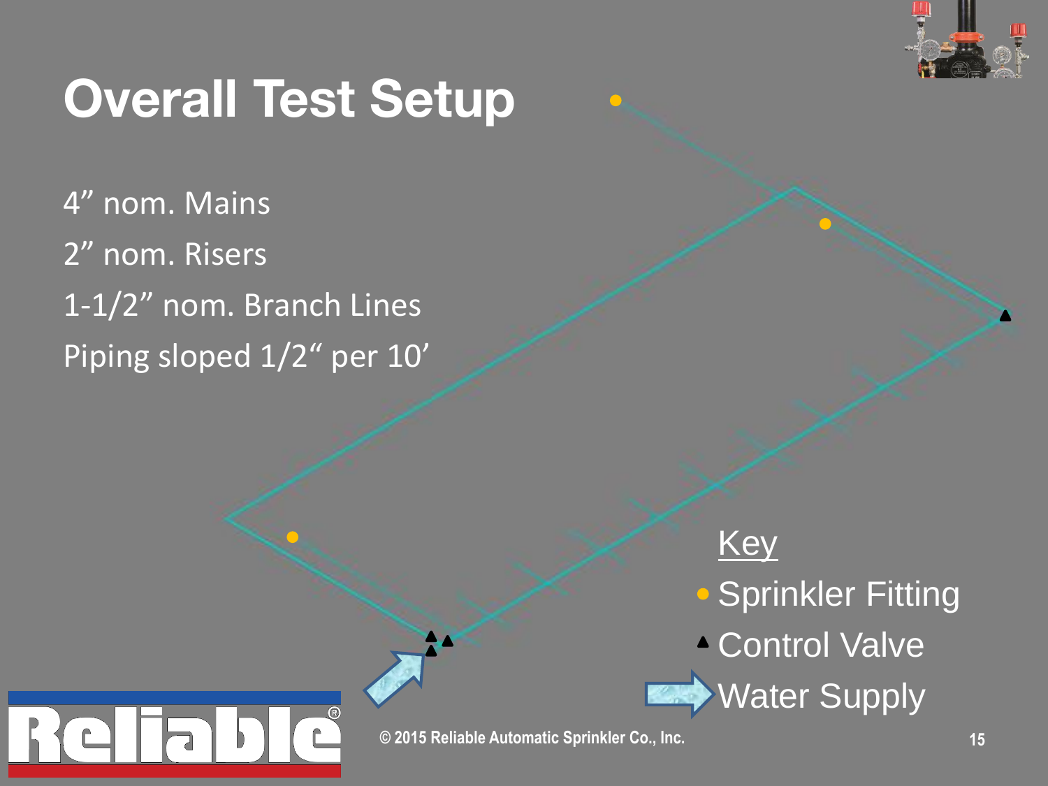# Overall Test Setup

4” nom. Mains

2” nom. Risers

1-1/2” nom. Branch Lines

Piping sloped 1/2“ per 10’

Key

- Sprinkler Fitting
- Control Valve
- Water Supply

© 2015 Reliable Automatic Sprinkler Co., Inc.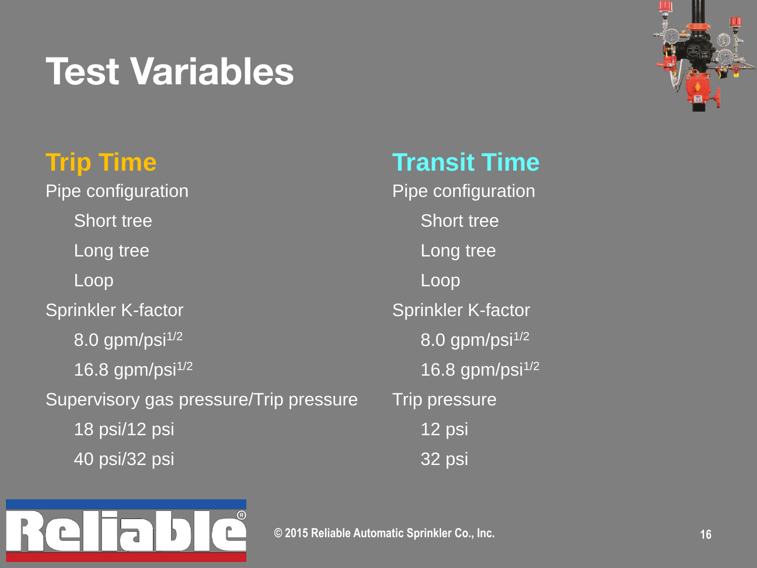# Test Variables

## Trip Time

Pipe configuration

- Short tree
- Long tree
- Loop

Sprinkler K-factor

- 8.0 gpm/psi$^{1/2}$
- 16.8 gpm/psi$^{1/2}$

Supervisory gas pressure/Trip pressure

- 18 psi/12 psi
- 40 psi/32 psi

## Transit Time

Pipe configuration

- Short tree
- Long tree
- Loop

Sprinkler K-factor

- 8.0 gpm/psi$^{1/2}$
- 16.8 gpm/psi$^{1/2}$

Trip pressure

- 12 psi
- 32 psi

© 2015 Reliable Automatic Sprinkler Co., Inc.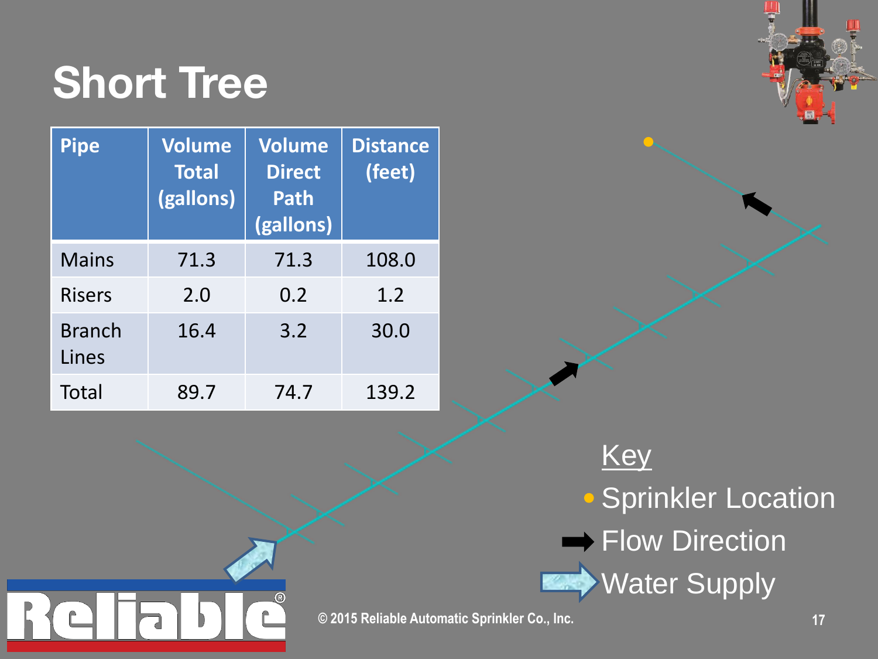# Short Tree

| Pipe | Volume Total (gallons) | Volume Direct Path (gallons) | Distance (feet) |
|---|---|---|---|
| Mains | 71.3 | 71.3 | 108.0 |
| Risers | 2.0 | 0.2 | 1.2 |
| Branch Lines | 16.4 | 3.2 | 30.0 |
| Total | 89.7 | 74.7 | 139.2 |

Key

- Sprinkler Location
- Flow Direction
- Water Supply

© 2015 Reliable Automatic Sprinkler Co., Inc.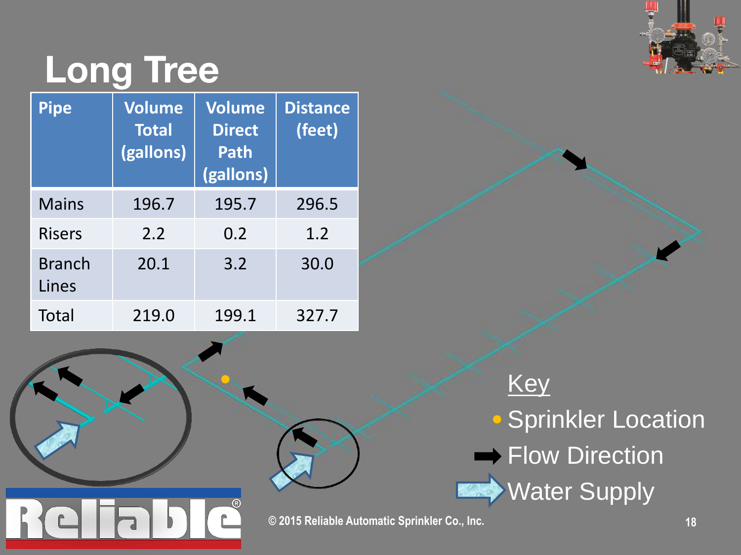# Long Tree

| Pipe | Volume Total (gallons) | Volume Direct Path (gallons) | Distance (feet) |
|---|---|---|---|
| Mains | 196.7 | 195.7 | 296.5 |
| Risers | 2.2 | 0.2 | 1.2 |
| Branch Lines | 20.1 | 3.2 | 30.0 |
| Total | 219.0 | 199.1 | 327.7 |

Key

- Sprinkler Location
- Flow Direction
- Water Supply

© 2015 Reliable Automatic Sprinkler Co., Inc.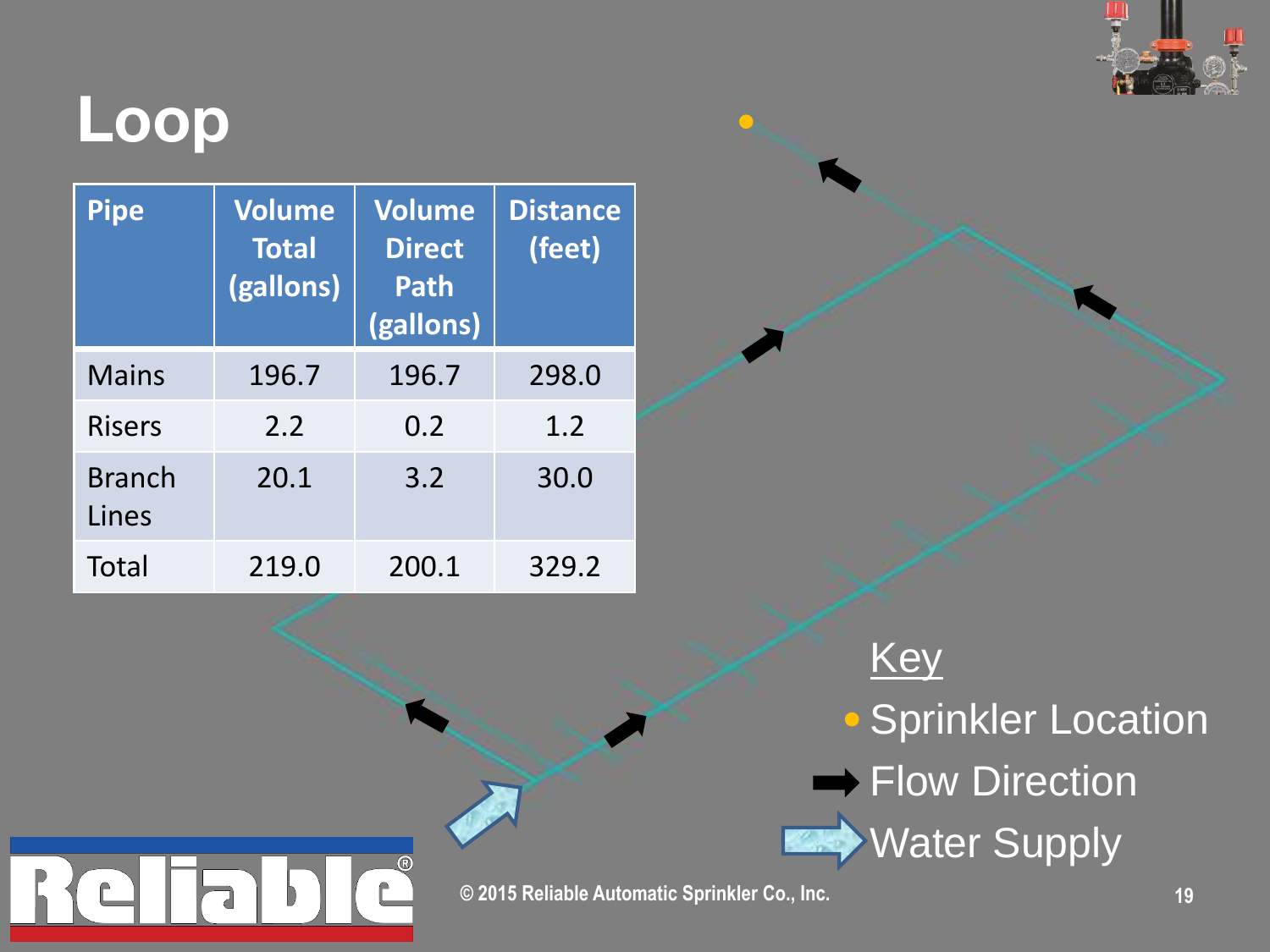# Loop

| Pipe | Volume Total (gallons) | Volume Direct Path (gallons) | Distance (feet) |
|---|---|---|---|
| Mains | 196.7 | 196.7 | 298.0 |
| Risers | 2.2 | 0.2 | 1.2 |
| Branch Lines | 20.1 | 3.2 | 30.0 |
| Total | 219.0 | 200.1 | 329.2 |

Key
- Sprinkler Location
- Flow Direction
- Water Supply

© 2015 Reliable Automatic Sprinkler Co., Inc.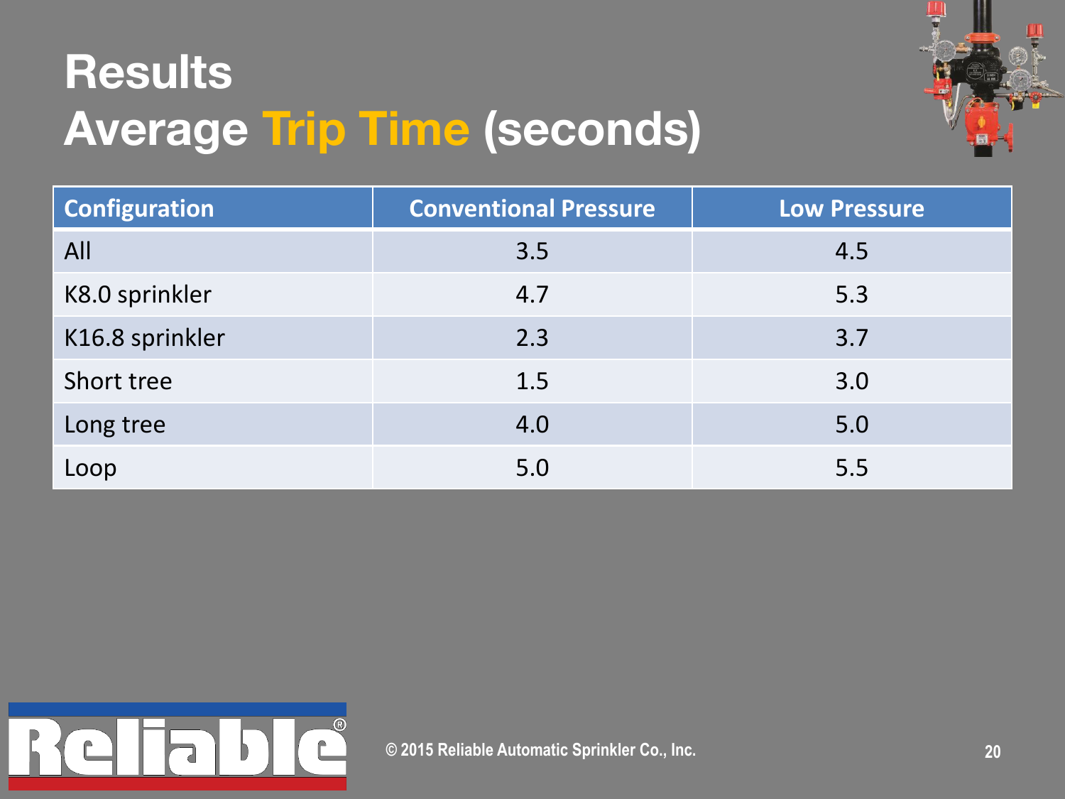# Results
## Average Trip Time (seconds)

| Configuration | Conventional Pressure | Low Pressure |
|---|---|---|
| All | 3.5 | 4.5 |
| K8.0 sprinkler | 4.7 | 5.3 |
| K16.8 sprinkler | 2.3 | 3.7 |
| Short tree | 1.5 | 3.0 |
| Long tree | 4.0 | 5.0 |
| Loop | 5.0 | 5.5 |

© 2015 Reliable Automatic Sprinkler Co., Inc.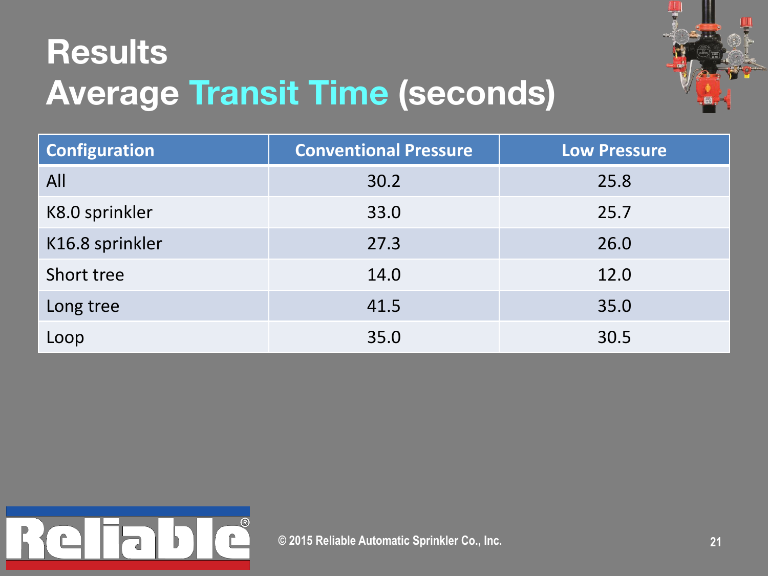# Results
## Average Transit Time (seconds)

| Configuration | Conventional Pressure | Low Pressure |
|---|---|---|
| All | 30.2 | 25.8 |
| K8.0 sprinkler | 33.0 | 25.7 |
| K16.8 sprinkler | 27.3 | 26.0 |
| Short tree | 14.0 | 12.0 |
| Long tree | 41.5 | 35.0 |
| Loop | 35.0 | 30.5 |

© 2015 Reliable Automatic Sprinkler Co., Inc.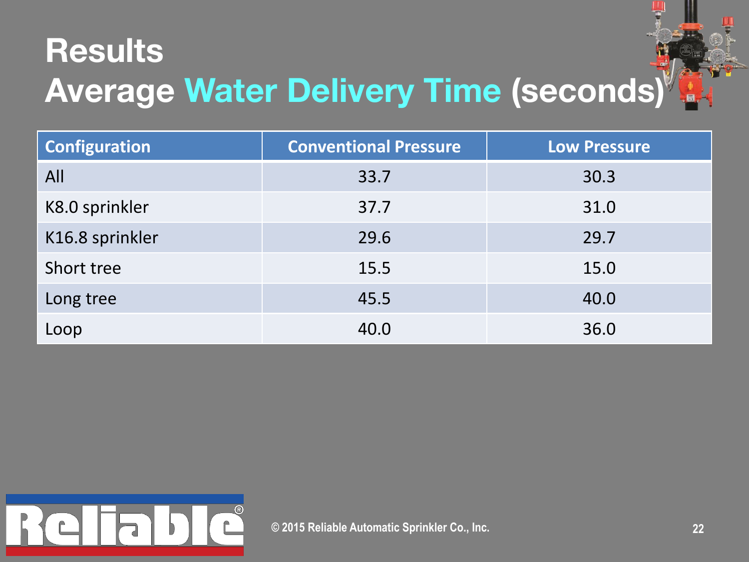# Results

## Average Water Delivery Time (seconds)

| Configuration | Conventional Pressure | Low Pressure |
|---|---|---|
| All | 33.7 | 30.3 |
| K8.0 sprinkler | 37.7 | 31.0 |
| K16.8 sprinkler | 29.6 | 29.7 |
| Short tree | 15.5 | 15.0 |
| Long tree | 45.5 | 40.0 |
| Loop | 40.0 | 36.0 |

© 2015 Reliable Automatic Sprinkler Co., Inc.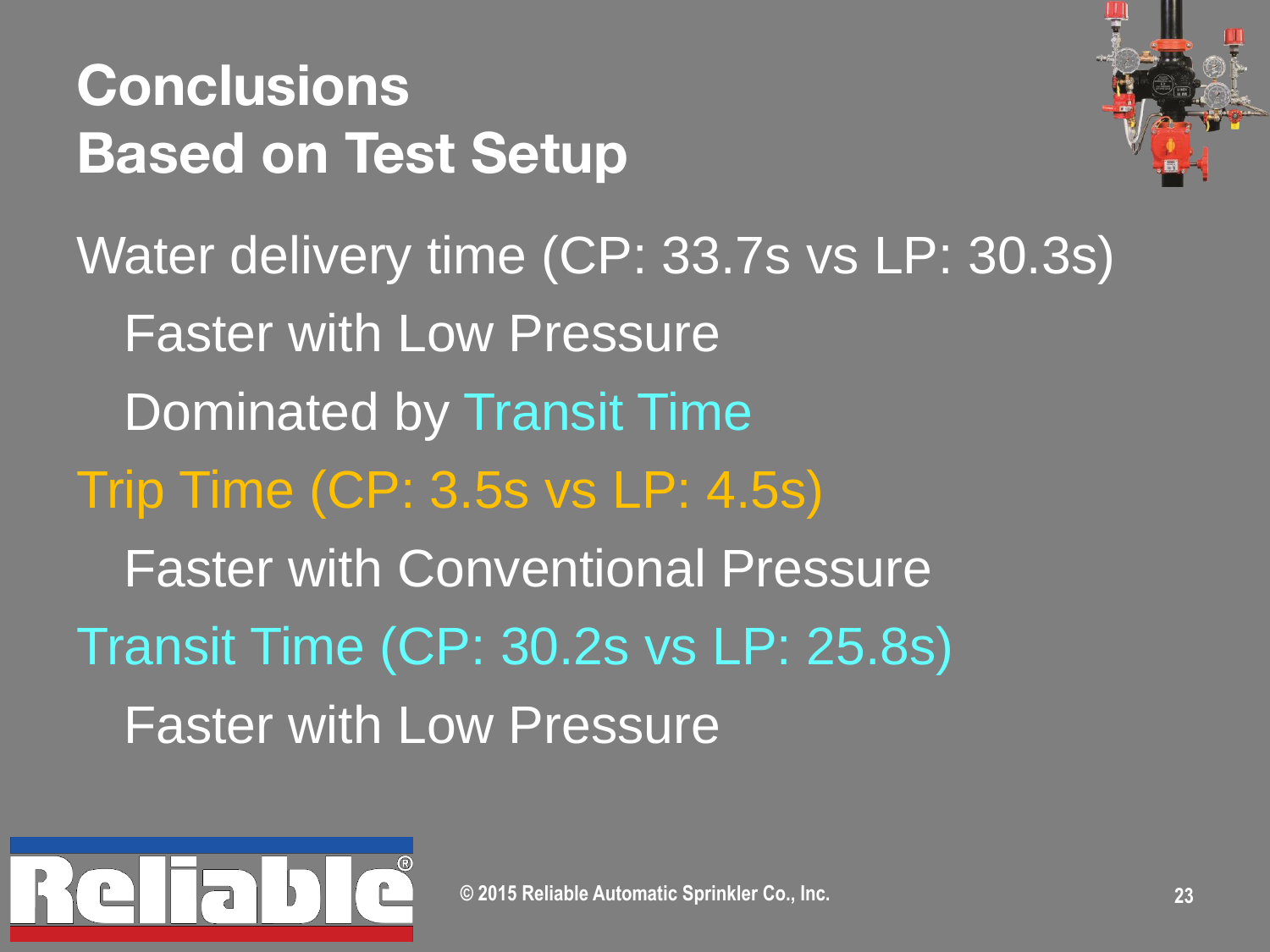# Conclusions
# Based on Test Setup

Water delivery time (CP: 33.7s vs LP: 30.3s)

- Faster with Low Pressure
- Dominated by Transit Time

Trip Time (CP: 3.5s vs LP: 4.5s)

- Faster with Conventional Pressure

Transit Time (CP: 30.2s vs LP: 25.8s)

- Faster with Low Pressure

© 2015 Reliable Automatic Sprinkler Co., Inc.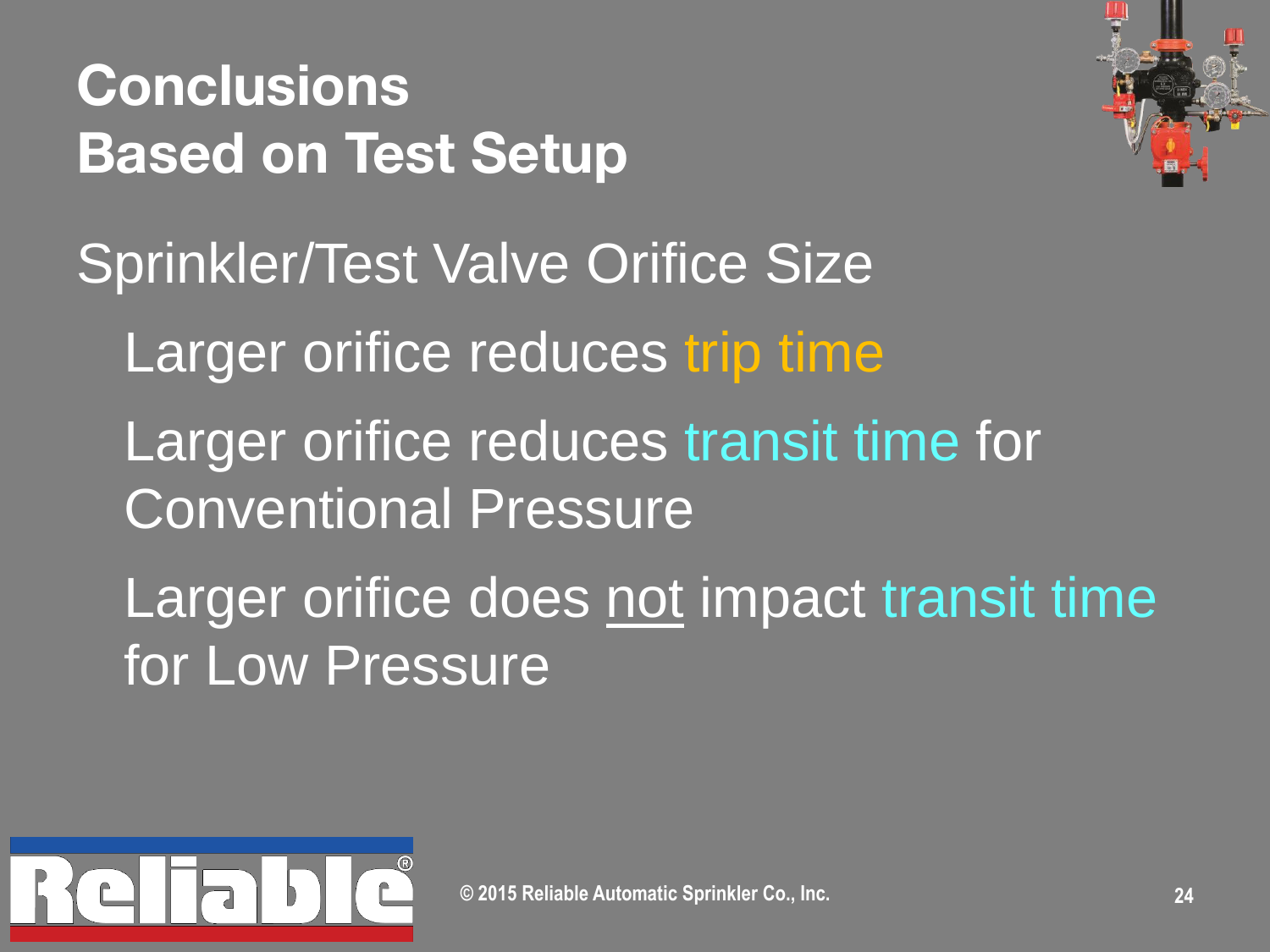# Conclusions
# Based on Test Setup

Sprinkler/Test Valve Orifice Size

- Larger orifice reduces trip time
- Larger orifice reduces transit time for Conventional Pressure
- Larger orifice does <u>not</u> impact transit time for Low Pressure

© 2015 Reliable Automatic Sprinkler Co., Inc.